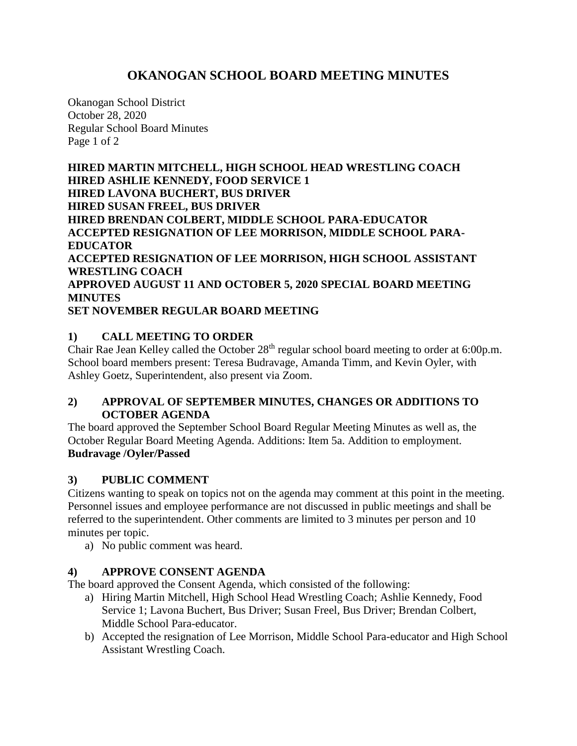# OKANOGAN SCHOOL BOARD MEETING MINUTES

Okanogan School District
October 28, 2020
Regular School Board Minutes

**HIRED MARTIN MITCHELL, HIGH SCHOOL HEAD WRESTLING COACH**
**HIRED ASHLIE KENNEDY, FOOD SERVICE 1**
**HIRED LAVONA BUCHERT, BUS DRIVER**
**HIRED SUSAN FREEL, BUS DRIVER**
**HIRED BRENDAN COLBERT, MIDDLE SCHOOL PARA-EDUCATOR**
**ACCEPTED RESIGNATION OF LEE MORRISON, MIDDLE SCHOOL PARA-EDUCATOR**
**ACCEPTED RESIGNATION OF LEE MORRISON, HIGH SCHOOL ASSISTANT WRESTLING COACH**
**APPROVED AUGUST 11 AND OCTOBER 5, 2020 SPECIAL BOARD MEETING MINUTES**
**SET NOVEMBER REGULAR BOARD MEETING**

## 1) CALL MEETING TO ORDER

Chair Rae Jean Kelley called the October 28th regular school board meeting to order at 6:00p.m. School board members present: Teresa Budravage, Amanda Timm, and Kevin Oyler, with Ashley Goetz, Superintendent, also present via Zoom.

## 2) APPROVAL OF SEPTEMBER MINUTES, CHANGES OR ADDITIONS TO OCTOBER AGENDA

The board approved the September School Board Regular Meeting Minutes as well as, the October Regular Board Meeting Agenda. Additions: Item 5a. Addition to employment.
**Budravage /Oyler/Passed**

## 3) PUBLIC COMMENT

Citizens wanting to speak on topics not on the agenda may comment at this point in the meeting. Personnel issues and employee performance are not discussed in public meetings and shall be referred to the superintendent. Other comments are limited to 3 minutes per person and 10 minutes per topic.

a) No public comment was heard.

## 4) APPROVE CONSENT AGENDA

The board approved the Consent Agenda, which consisted of the following:

a) Hiring Martin Mitchell, High School Head Wrestling Coach; Ashlie Kennedy, Food Service 1; Lavona Buchert, Bus Driver; Susan Freel, Bus Driver; Brendan Colbert, Middle School Para-educator.
b) Accepted the resignation of Lee Morrison, Middle School Para-educator and High School Assistant Wrestling Coach.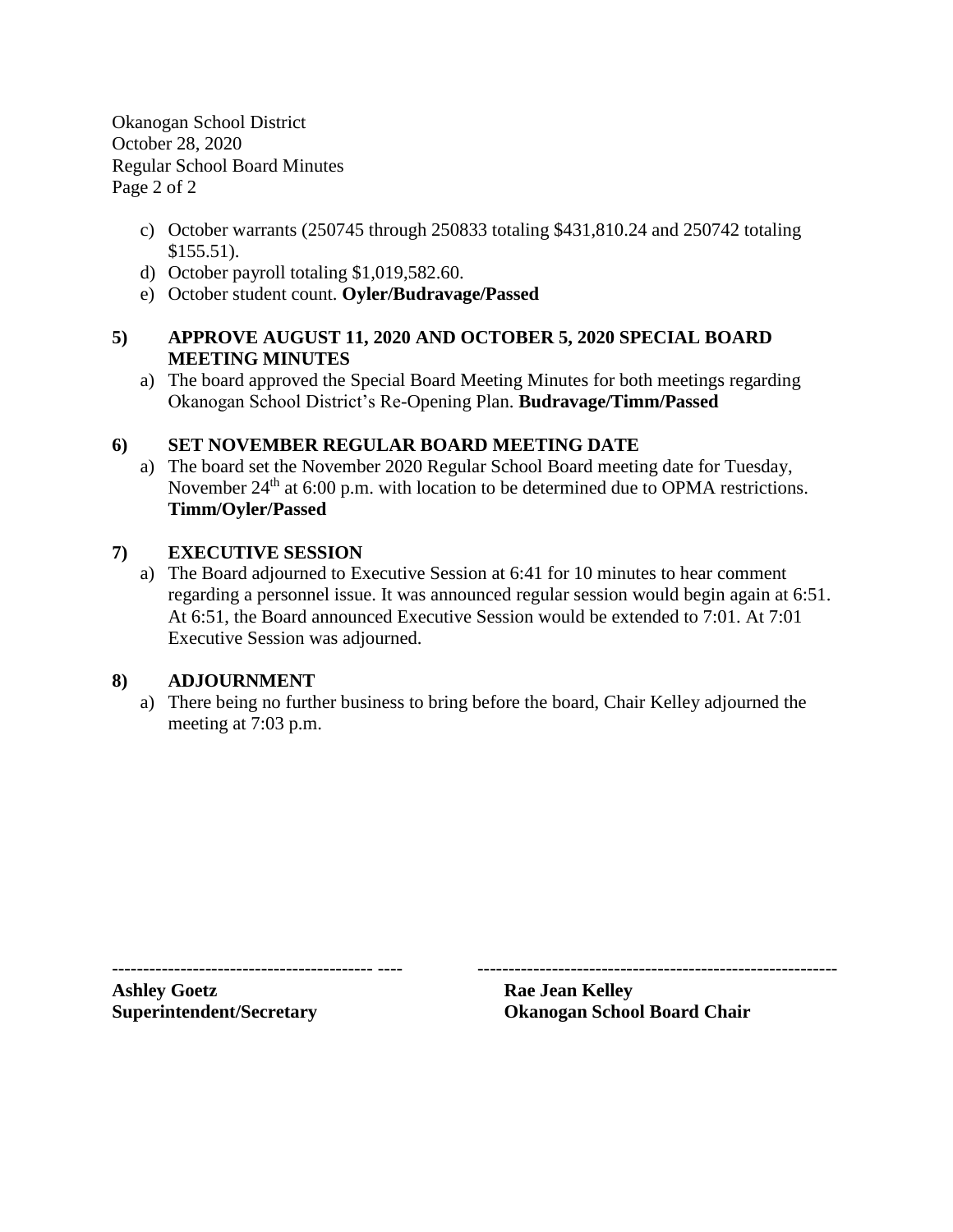c) October warrants (250745 through 250833 totaling $431,810.24 and 250742 totaling $155.51).
d) October payroll totaling $1,019,582.60.
e) October student count. **Oyler/Budravage/Passed**

**5) APPROVE AUGUST 11, 2020 AND OCTOBER 5, 2020 SPECIAL BOARD MEETING MINUTES**

a) The board approved the Special Board Meeting Minutes for both meetings regarding Okanogan School District's Re-Opening Plan. **Budravage/Timm/Passed**

**6) SET NOVEMBER REGULAR BOARD MEETING DATE**

a) The board set the November 2020 Regular School Board meeting date for Tuesday, November 24th at 6:00 p.m. with location to be determined due to OPMA restrictions. **Timm/Oyler/Passed**

**7) EXECUTIVE SESSION**

a) The Board adjourned to Executive Session at 6:41 for 10 minutes to hear comment regarding a personnel issue. It was announced regular session would begin again at 6:51. At 6:51, the Board announced Executive Session would be extended to 7:01. At 7:01 Executive Session was adjourned.

**8) ADJOURNMENT**

a) There being no further business to bring before the board, Chair Kelley adjourned the meeting at 7:03 p.m.

| | |
|---|---|
| ------------------------------------------ ---- | --------------------------------------------------------- |
| **Ashley Goetz** | **Rae Jean Kelley** |
| **Superintendent/Secretary** | **Okanogan School Board Chair** |